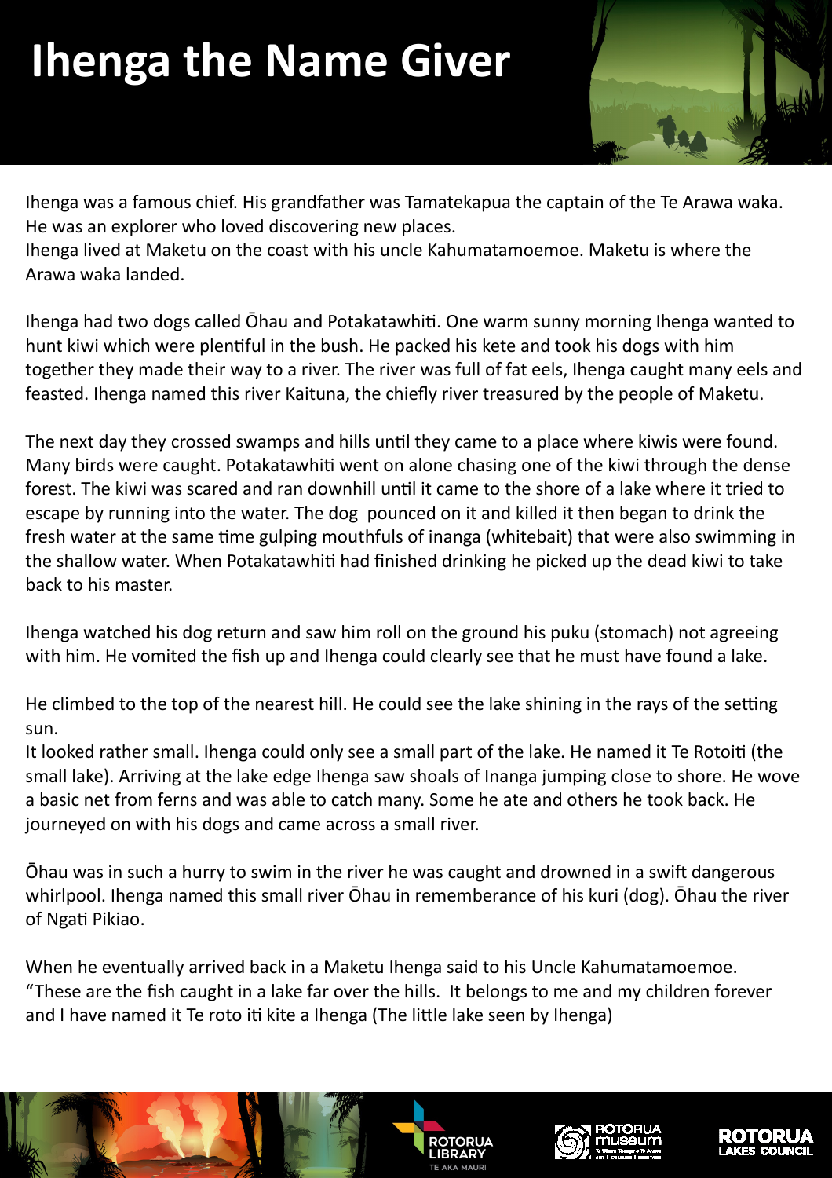# Ihenga the Name Giver

Ihenga was a famous chief. His grandfather was Tamatekapua the captain of the Te Arawa waka. He was an explorer who loved discovering new places.
Ihenga lived at Maketu on the coast with his uncle Kahumatamoemoe. Maketu is where the Arawa waka landed.

Ihenga had two dogs called Ōhau and Potakatawhiti. One warm sunny morning Ihenga wanted to hunt kiwi which were plentiful in the bush. He packed his kete and took his dogs with him together they made their way to a river. The river was full of fat eels, Ihenga caught many eels and feasted. Ihenga named this river Kaituna, the chiefly river treasured by the people of Maketu.

The next day they crossed swamps and hills until they came to a place where kiwis were found. Many birds were caught. Potakatawhiti went on alone chasing one of the kiwi through the dense forest. The kiwi was scared and ran downhill until it came to the shore of a lake where it tried to escape by running into the water. The dog  pounced on it and killed it then began to drink the fresh water at the same time gulping mouthfuls of inanga (whitebait) that were also swimming in the shallow water. When Potakatawhiti had finished drinking he picked up the dead kiwi to take back to his master.

Ihenga watched his dog return and saw him roll on the ground his puku (stomach) not agreeing with him. He vomited the fish up and Ihenga could clearly see that he must have found a lake.

He climbed to the top of the nearest hill. He could see the lake shining in the rays of the setting sun.
It looked rather small. Ihenga could only see a small part of the lake. He named it Te Rotoiti (the small lake). Arriving at the lake edge Ihenga saw shoals of Inanga jumping close to shore. He wove a basic net from ferns and was able to catch many. Some he ate and others he took back. He journeyed on with his dogs and came across a small river.

Ōhau was in such a hurry to swim in the river he was caught and drowned in a swift dangerous whirlpool. Ihenga named this small river Ōhau in rememberance of his kuri (dog). Ōhau the river of Ngati Pikiao.

When he eventually arrived back in a Maketu Ihenga said to his Uncle Kahumatamoemoe. "These are the fish caught in a lake far over the hills.  It belongs to me and my children forever and I have named it Te roto iti kite a Ihenga (The little lake seen by Ihenga)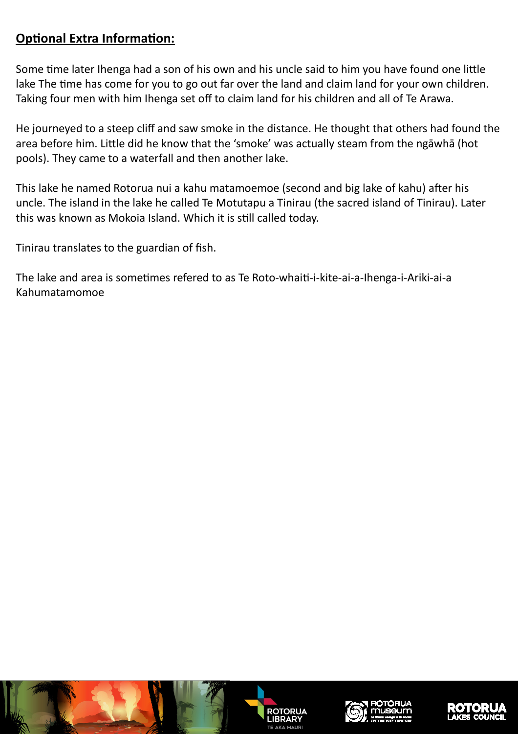**Optional Extra Information:**

Some time later Ihenga had a son of his own and his uncle said to him you have found one little lake The time has come for you to go out far over the land and claim land for your own children. Taking four men with him Ihenga set off to claim land for his children and all of Te Arawa.

He journeyed to a steep cliff and saw smoke in the distance. He thought that others had found the area before him. Little did he know that the 'smoke' was actually steam from the ngāwhā (hot pools). They came to a waterfall and then another lake.

This lake he named Rotorua nui a kahu matamoemoe (second and big lake of kahu) after his uncle. The island in the lake he called Te Motutapu a Tinirau (the sacred island of Tinirau). Later this was known as Mokoia Island. Which it is still called today.

Tinirau translates to the guardian of fish.

The lake and area is sometimes refered to as Te Roto-whaiti-i-kite-ai-a-Ihenga-i-Ariki-ai-a Kahumatamomoe